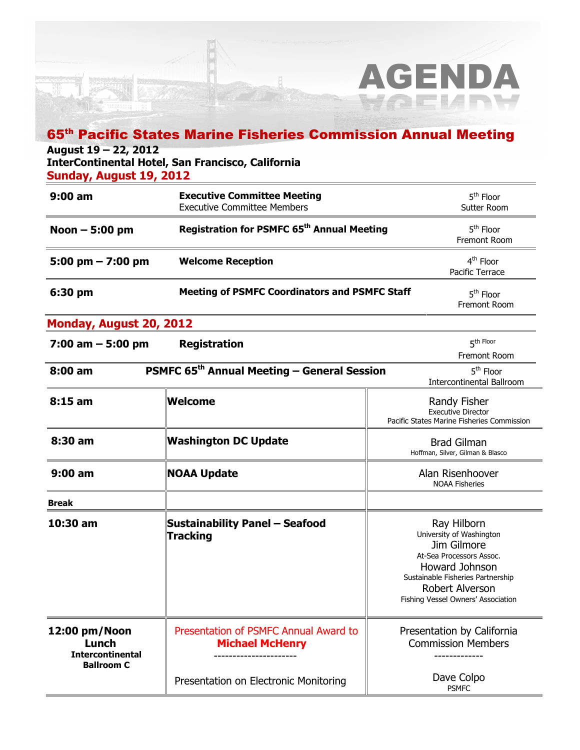# AGENDA

## 65th Pacific States Marine Fisheries Commission Annual Meeting

**August 19 – 22, 2012**
**InterContinental Hotel, San Francisco, California**

### Sunday, August 19, 2012

| Time | Event | Location |
|---|---|---|
| **9:00 am** | **Executive Committee Meeting**<br>Executive Committee Members | 5th Floor<br>Sutter Room |
| **Noon – 5:00 pm** | **Registration for PSMFC 65th Annual Meeting** | 5th Floor<br>Fremont Room |
| **5:00 pm – 7:00 pm** | **Welcome Reception** | 4th Floor<br>Pacific Terrace |
| **6:30 pm** | **Meeting of PSMFC Coordinators and PSMFC Staff** | 5th Floor<br>Fremont Room |

### Monday, August 20, 2012

| Time | Event | Location |
|---|---|---|
| **7:00 am – 5:00 pm** | **Registration** | 5th Floor<br>Fremont Room |
| **8:00 am** | **PSMFC 65th Annual Meeting – General Session** | 5th Floor<br>Intercontinental Ballroom |

| Time | Session | Speaker(s) |
|---|---|---|
| **8:15 am** | **Welcome** | Randy Fisher<br>Executive Director<br>Pacific States Marine Fisheries Commission |
| **8:30 am** | **Washington DC Update** | Brad Gilman<br>Hoffman, Silver, Gilman & Blasco |
| **9:00 am** | **NOAA Update** | Alan Risenhoover<br>NOAA Fisheries |
| **Break** | | |
| **10:30 am** | **Sustainability Panel – Seafood Tracking** | Ray Hilborn<br>University of Washington<br>Jim Gilmore<br>At-Sea Processors Assoc.<br>Howard Johnson<br>Sustainable Fisheries Partnership<br>Robert Alverson<br>Fishing Vessel Owners' Association |
| **12:00 pm/Noon Lunch**<br>**Intercontinental Ballroom C** | Presentation of PSMFC Annual Award to **Michael McHenry**<br>----------------------<br>Presentation on Electronic Monitoring | Presentation by California Commission Members<br>-------------<br>Dave Colpo<br>PSMFC |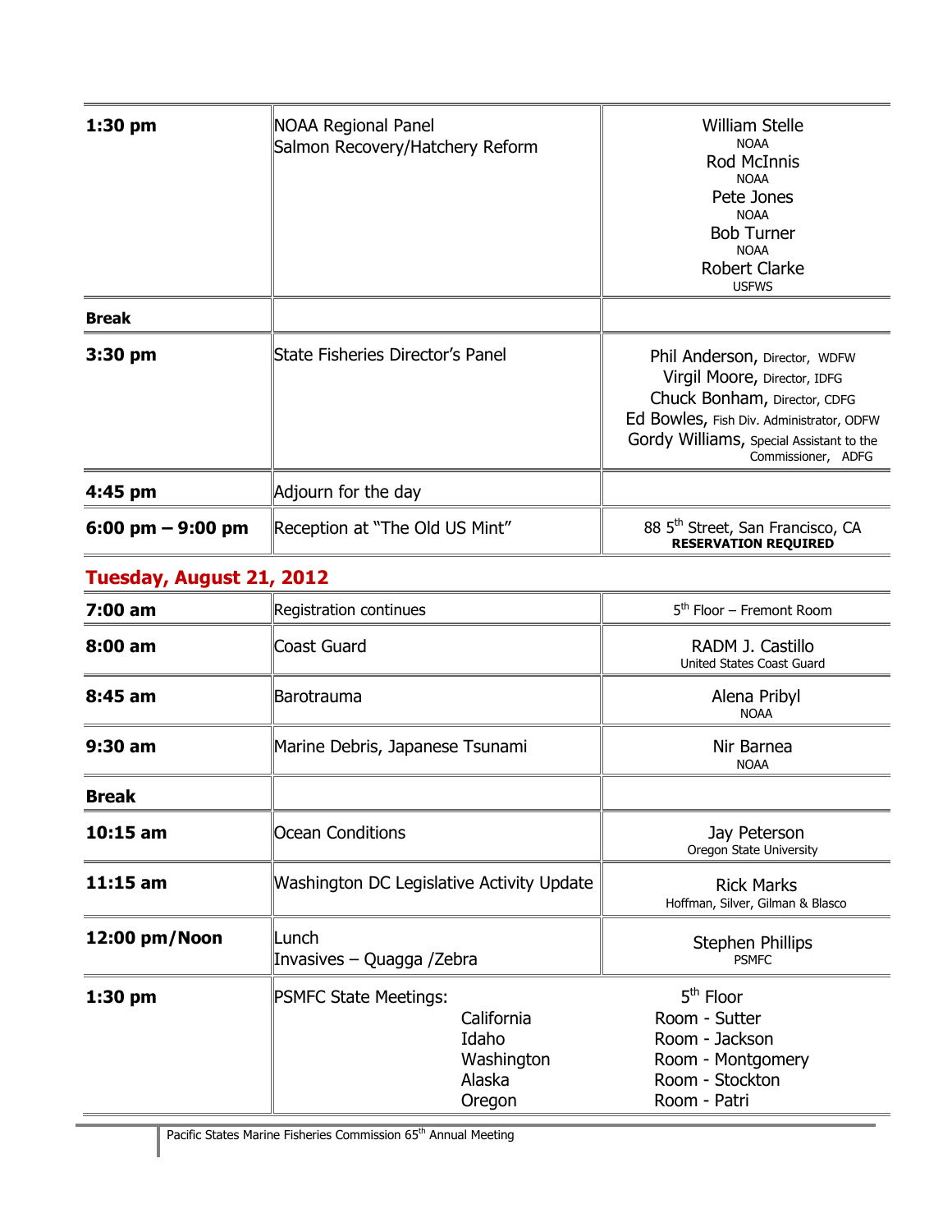| | | |
|---|---|---|
| **1:30 pm** | NOAA Regional Panel<br>Salmon Recovery/Hatchery Reform | William Stelle<br>NOAA<br>Rod McInnis<br>NOAA<br>Pete Jones<br>NOAA<br>Bob Turner<br>NOAA<br>Robert Clarke<br>USFWS |
| **Break** | | |
| **3:30 pm** | State Fisheries Director's Panel | Phil Anderson, Director, WDFW<br>Virgil Moore, Director, IDFG<br>Chuck Bonham, Director, CDFG<br>Ed Bowles, Fish Div. Administrator, ODFW<br>Gordy Williams, Special Assistant to the Commissioner, ADFG |
| **4:45 pm** | Adjourn for the day | |
| **6:00 pm – 9:00 pm** | Reception at "The Old US Mint" | 88 5th Street, San Francisco, CA<br>**RESERVATION REQUIRED** |

## Tuesday, August 21, 2012

| | | |
|---|---|---|
| **7:00 am** | Registration continues | 5th Floor – Fremont Room |
| **8:00 am** | Coast Guard | RADM J. Castillo<br>United States Coast Guard |
| **8:45 am** | Barotrauma | Alena Pribyl<br>NOAA |
| **9:30 am** | Marine Debris, Japanese Tsunami | Nir Barnea<br>NOAA |
| **Break** | | |
| **10:15 am** | Ocean Conditions | Jay Peterson<br>Oregon State University |
| **11:15 am** | Washington DC Legislative Activity Update | Rick Marks<br>Hoffman, Silver, Gilman & Blasco |
| **12:00 pm/Noon** | Lunch<br>Invasives – Quagga /Zebra | Stephen Phillips<br>PSMFC |
| **1:30 pm** | PSMFC State Meetings:<br>California<br>Idaho<br>Washington<br>Alaska<br>Oregon | 5th Floor<br>Room - Sutter<br>Room - Jackson<br>Room - Montgomery<br>Room - Stockton<br>Room - Patri |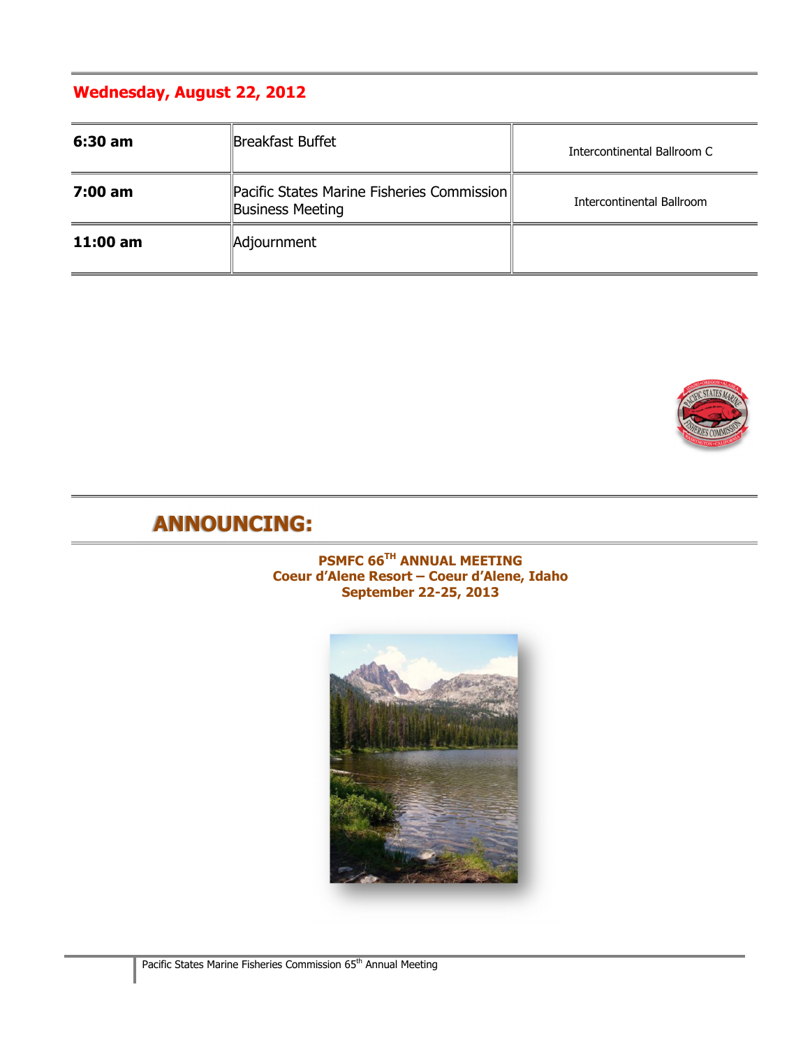## Wednesday, August 22, 2012

| | | |
|---|---|---|
| **6:30 am** | Breakfast Buffet | Intercontinental Ballroom C |
| **7:00 am** | Pacific States Marine Fisheries Commission Business Meeting | Intercontinental Ballroom |
| **11:00 am** | Adjournment | |

## ANNOUNCING:

**PSMFC 66TH ANNUAL MEETING**
**Coeur d'Alene Resort – Coeur d'Alene, Idaho**
**September 22-25, 2013**